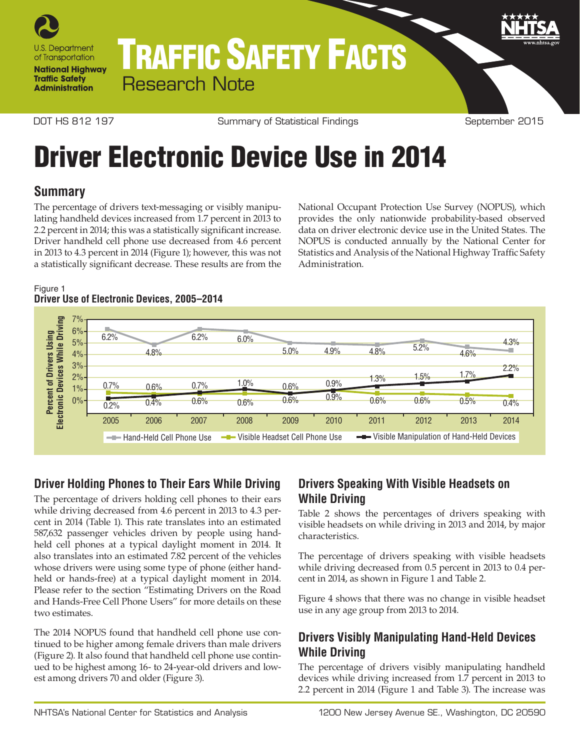U.S. Department of Transportation

**National Highway Traffic Safety Administration**

# TRAFFIC SAFETY FACTS

Research Note

DOT HS 812 197 | Summary of Statistical Findings | September 2015

# Driver Electronic Device Use in 2014

## Summary

The percentage of drivers text-messaging or visibly manipulating handheld devices increased from 1.7 percent in 2013 to 2.2 percent in 2014; this was a statistically significant increase. Driver handheld cell phone use decreased from 4.6 percent in 2013 to 4.3 percent in 2014 (Figure 1); however, this was not a statistically significant decrease. These results are from the National Occupant Protection Use Survey (NOPUS), which provides the only nationwide probability-based observed data on driver electronic device use in the United States. The NOPUS is conducted annually by the National Center for Statistics and Analysis of the National Highway Traffic Safety Administration.

Figure 1
**Driver Use of Electronic Devices, 2005–2014**

Percent of Drivers Using Electronic Devices While Driving

| Year | Hand-Held Cell Phone Use | Visible Headset Cell Phone Use | Visible Manipulation of Hand-Held Devices |
|---|---|---|---|
| 2005 | 6.2% | 0.7% | 0.2% |
| 2006 | 4.8% | 0.6% | 0.4% |
| 2007 | 6.2% | 0.7% | 0.6% |
| 2008 | 6.0% | 0.6% | 1.0% |
| 2009 | 5.0% | 0.6% | 0.6% |
| 2010 | 4.9% | 0.9% | 0.9% |
| 2011 | 4.8% | 0.6% | 1.3% |
| 2012 | 5.2% | 0.6% | 1.5% |
| 2013 | 4.6% | 0.5% | 1.7% |
| 2014 | 4.3% | 0.4% | 2.2% |

## Driver Holding Phones to Their Ears While Driving

The percentage of drivers holding cell phones to their ears while driving decreased from 4.6 percent in 2013 to 4.3 percent in 2014 (Table 1). This rate translates into an estimated 587,632 passenger vehicles driven by people using handheld cell phones at a typical daylight moment in 2014. It also translates into an estimated 7.82 percent of the vehicles whose drivers were using some type of phone (either handheld or hands-free) at a typical daylight moment in 2014. Please refer to the section "Estimating Drivers on the Road and Hands-Free Cell Phone Users" for more details on these two estimates.

The 2014 NOPUS found that handheld cell phone use continued to be higher among female drivers than male drivers (Figure 2). It also found that handheld cell phone use continued to be highest among 16- to 24-year-old drivers and lowest among drivers 70 and older (Figure 3).

## Drivers Speaking With Visible Headsets on While Driving

Table 2 shows the percentages of drivers speaking with visible headsets on while driving in 2013 and 2014, by major characteristics.

The percentage of drivers speaking with visible headsets while driving decreased from 0.5 percent in 2013 to 0.4 percent in 2014, as shown in Figure 1 and Table 2.

Figure 4 shows that there was no change in visible headset use in any age group from 2013 to 2014.

## Drivers Visibly Manipulating Hand-Held Devices While Driving

The percentage of drivers visibly manipulating handheld devices while driving increased from 1.7 percent in 2013 to 2.2 percent in 2014 (Figure 1 and Table 3). The increase was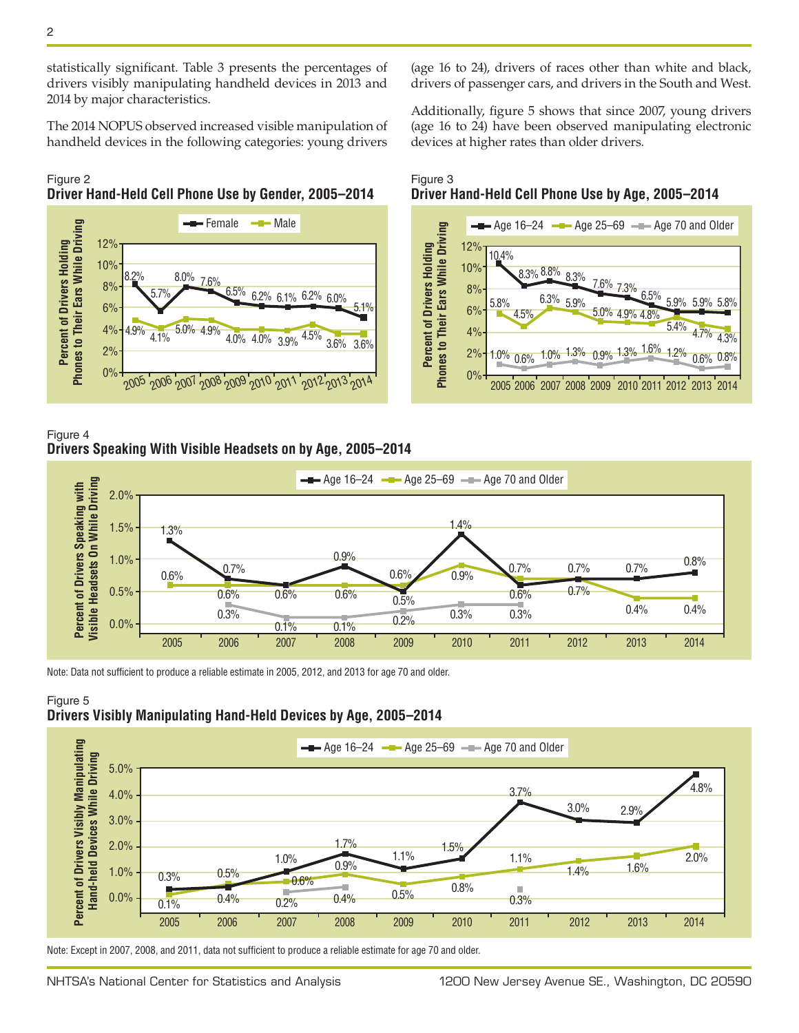statistically significant. Table 3 presents the percentages of drivers visibly manipulating handheld devices in 2013 and 2014 by major characteristics.

The 2014 NOPUS observed increased visible manipulation of handheld devices in the following categories: young drivers (age 16 to 24), drivers of races other than white and black, drivers of passenger cars, and drivers in the South and West.

Additionally, figure 5 shows that since 2007, young drivers (age 16 to 24) have been observed manipulating electronic devices at higher rates than older drivers.

Figure 2
**Driver Hand-Held Cell Phone Use by Gender, 2005–2014**

| Year | Female | Male |
|---|---|---|
| 2005 | 8.2% | 4.9% |
| 2006 | 5.7% | 4.1% |
| 2007 | 8.0% | 5.0% |
| 2008 | 7.6% | 4.9% |
| 2009 | 6.5% | 4.0% |
| 2010 | 6.2% | 4.0% |
| 2011 | 6.1% | 3.9% |
| 2012 | 6.2% | 4.5% |
| 2013 | 6.0% | 3.6% |
| 2014 | 5.1% | 3.6% |

Figure 3
**Driver Hand-Held Cell Phone Use by Age, 2005–2014**

| Year | Age 16–24 | Age 25–69 | Age 70 and Older |
|---|---|---|---|
| 2005 | 10.4% | 5.8% | 1.0% |
| 2006 | 8.3% | 4.5% | 0.6% |
| 2007 | 8.8% | 6.3% | 1.0% |
| 2008 | 8.3% | 5.9% | 1.3% |
| 2009 | 7.6% | 5.0% | 0.9% |
| 2010 | 7.3% | 4.9% | 1.3% |
| 2011 | 6.5% | 4.8% | 1.6% |
| 2012 | 5.9% | 5.4% | 1.2% |
| 2013 | 5.9% | 4.7% | 0.6% |
| 2014 | 5.8% | 4.3% | 0.8% |

Figure 4
**Drivers Speaking With Visible Headsets on by Age, 2005–2014**

| Year | Age 16–24 | Age 25–69 | Age 70 and Older |
|---|---|---|---|
| 2005 | 1.3% | 0.6% | |
| 2006 | 0.7% | 0.6% | 0.3% |
| 2007 | 0.6% | 0.6% | 0.1% |
| 2008 | 0.9% | 0.6% | 0.1% |
| 2009 | 0.5% | 0.6% | 0.2% |
| 2010 | 1.4% | 0.9% | 0.3% |
| 2011 | 0.6% | 0.7% | 0.3% |
| 2012 | 0.7% | 0.7% | |
| 2013 | 0.7% | 0.4% | |
| 2014 | 0.8% | 0.4% | |

Note: Data not sufficient to produce a reliable estimate in 2005, 2012, and 2013 for age 70 and older.

Figure 5
**Drivers Visibly Manipulating Hand-Held Devices by Age, 2005–2014**

| Year | Age 16–24 | Age 25–69 | Age 70 and Older |
|---|---|---|---|
| 2005 | 0.3% | 0.1% | |
| 2006 | 0.4% | 0.5% | |
| 2007 | 1.0% | 0.6% | 0.2% |
| 2008 | 1.7% | 0.9% | 0.4% |
| 2009 | 1.1% | 0.5% | |
| 2010 | 1.5% | 0.8% | |
| 2011 | 3.7% | 1.1% | 0.3% |
| 2012 | 3.0% | 1.4% | |
| 2013 | 2.9% | 1.6% | |
| 2014 | 4.8% | 2.0% | |

Note: Except in 2007, 2008, and 2011, data not sufficient to produce a reliable estimate for age 70 and older.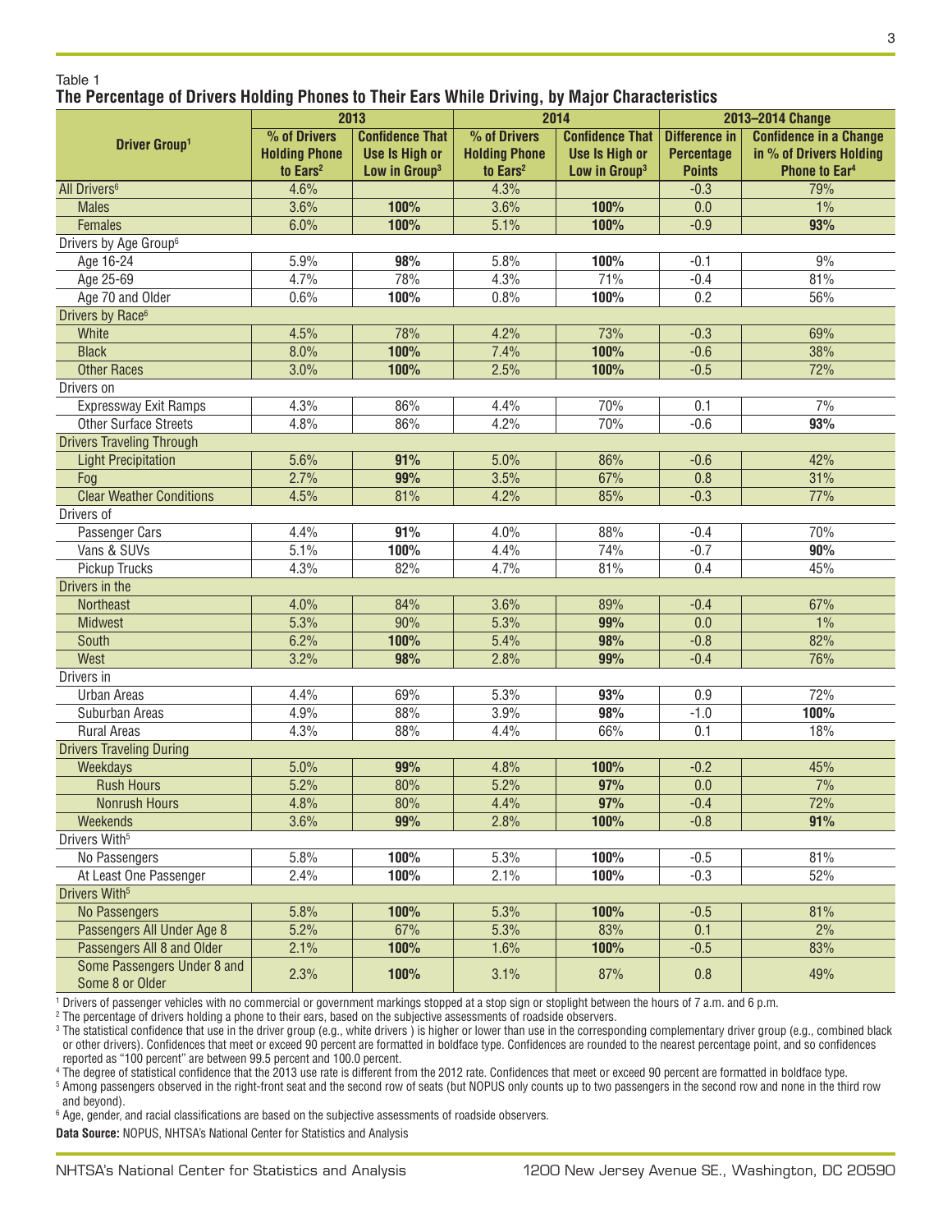Table 1

**The Percentage of Drivers Holding Phones to Their Ears While Driving, by Major Characteristics**

| Driver Group[1] | 2013 | | 2014 | | 2013–2014 Change | |
|---|---|---|---|---|---|---|
| | % of Drivers Holding Phone to Ears[2] | Confidence That Use Is High or Low in Group[3] | % of Drivers Holding Phone to Ears[2] | Confidence That Use Is High or Low in Group[3] | Difference in Percentage Points | Confidence in a Change in % of Drivers Holding Phone to Ear[4] |
| All Drivers[6] | 4.6% | | 4.3% | | -0.3 | 79% |
| Males | 3.6% | **100%** | 3.6% | **100%** | 0.0 | 1% |
| Females | 6.0% | **100%** | 5.1% | **100%** | -0.9 | **93%** |
| Drivers by Age Group[6] | | | | | | |
| Age 16-24 | 5.9% | **98%** | 5.8% | **100%** | -0.1 | 9% |
| Age 25-69 | 4.7% | 78% | 4.3% | 71% | -0.4 | 81% |
| Age 70 and Older | 0.6% | **100%** | 0.8% | **100%** | 0.2 | 56% |
| Drivers by Race[6] | | | | | | |
| White | 4.5% | 78% | 4.2% | 73% | -0.3 | 69% |
| Black | 8.0% | **100%** | 7.4% | **100%** | -0.6 | 38% |
| Other Races | 3.0% | **100%** | 2.5% | **100%** | -0.5 | 72% |
| Drivers on | | | | | | |
| Expressway Exit Ramps | 4.3% | 86% | 4.4% | 70% | 0.1 | 7% |
| Other Surface Streets | 4.8% | 86% | 4.2% | 70% | -0.6 | **93%** |
| Drivers Traveling Through | | | | | | |
| Light Precipitation | 5.6% | **91%** | 5.0% | 86% | -0.6 | 42% |
| Fog | 2.7% | **99%** | 3.5% | 67% | 0.8 | 31% |
| Clear Weather Conditions | 4.5% | 81% | 4.2% | 85% | -0.3 | 77% |
| Drivers of | | | | | | |
| Passenger Cars | 4.4% | **91%** | 4.0% | 88% | -0.4 | 70% |
| Vans & SUVs | 5.1% | **100%** | 4.4% | 74% | -0.7 | **90%** |
| Pickup Trucks | 4.3% | 82% | 4.7% | 81% | 0.4 | 45% |
| Drivers in the | | | | | | |
| Northeast | 4.0% | 84% | 3.6% | 89% | -0.4 | 67% |
| Midwest | 5.3% | 90% | 5.3% | **99%** | 0.0 | 1% |
| South | 6.2% | **100%** | 5.4% | **98%** | -0.8 | 82% |
| West | 3.2% | **98%** | 2.8% | **99%** | -0.4 | 76% |
| Drivers in | | | | | | |
| Urban Areas | 4.4% | 69% | 5.3% | **93%** | 0.9 | 72% |
| Suburban Areas | 4.9% | 88% | 3.9% | **98%** | -1.0 | **100%** |
| Rural Areas | 4.3% | 88% | 4.4% | 66% | 0.1 | 18% |
| Drivers Traveling During | | | | | | |
| Weekdays | 5.0% | **99%** | 4.8% | **100%** | -0.2 | 45% |
| Rush Hours | 5.2% | 80% | 5.2% | **97%** | 0.0 | 7% |
| Nonrush Hours | 4.8% | 80% | 4.4% | **97%** | -0.4 | 72% |
| Weekends | 3.6% | **99%** | 2.8% | **100%** | -0.8 | **91%** |
| Drivers With[5] | | | | | | |
| No Passengers | 5.8% | **100%** | 5.3% | **100%** | -0.5 | 81% |
| At Least One Passenger | 2.4% | **100%** | 2.1% | **100%** | -0.3 | 52% |
| Drivers With[5] | | | | | | |
| No Passengers | 5.8% | **100%** | 5.3% | **100%** | -0.5 | 81% |
| Passengers All Under Age 8 | 5.2% | 67% | 5.3% | 83% | 0.1 | 2% |
| Passengers All 8 and Older | 2.1% | **100%** | 1.6% | **100%** | -0.5 | 83% |
| Some Passengers Under 8 and Some 8 or Older | 2.3% | **100%** | 3.1% | 87% | 0.8 | 49% |

[1] Drivers of passenger vehicles with no commercial or government markings stopped at a stop sign or stoplight between the hours of 7 a.m. and 6 p.m.

[2] The percentage of drivers holding a phone to their ears, based on the subjective assessments of roadside observers.

[3] The statistical confidence that use in the driver group (e.g., white drivers ) is higher or lower than use in the corresponding complementary driver group (e.g., combined black or other drivers). Confidences that meet or exceed 90 percent are formatted in boldface type. Confidences are rounded to the nearest percentage point, and so confidences reported as "100 percent" are between 99.5 percent and 100.0 percent.

[4] The degree of statistical confidence that the 2013 use rate is different from the 2012 rate. Confidences that meet or exceed 90 percent are formatted in boldface type.

[5] Among passengers observed in the right-front seat and the second row of seats (but NOPUS only counts up to two passengers in the second row and none in the third row and beyond).

[6] Age, gender, and racial classifications are based on the subjective assessments of roadside observers.

**Data Source:** NOPUS, NHTSA's National Center for Statistics and Analysis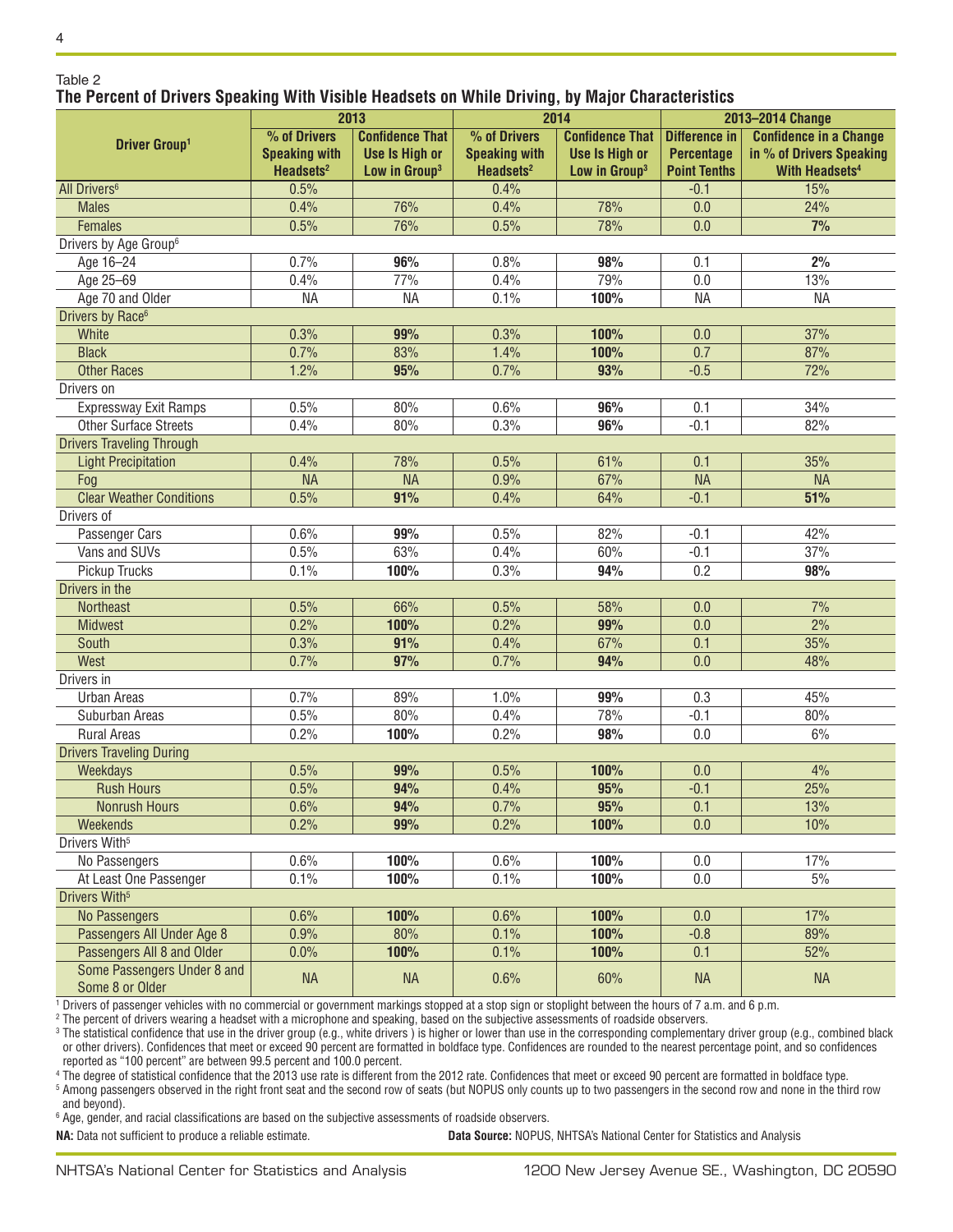Table 2

**The Percent of Drivers Speaking With Visible Headsets on While Driving, by Major Characteristics**

| Driver Group[1] | 2013 | | 2014 | | 2013–2014 Change | |
|---|---|---|---|---|---|---|
| | % of Drivers Speaking with Headsets[2] | Confidence That Use Is High or Low in Group[3] | % of Drivers Speaking with Headsets[2] | Confidence That Use Is High or Low in Group[3] | Difference in Percentage Point Tenths | Confidence in a Change in % of Drivers Speaking With Headsets[4] |
| All Drivers[6] | 0.5% | | 0.4% | | -0.1 | 15% |
| Males | 0.4% | 76% | 0.4% | 78% | 0.0 | 24% |
| Females | 0.5% | 76% | 0.5% | 78% | 0.0 | **7%** |
| Drivers by Age Group[6] | | | | | | |
| Age 16–24 | 0.7% | **96%** | 0.8% | **98%** | 0.1 | **2%** |
| Age 25–69 | 0.4% | 77% | 0.4% | 79% | 0.0 | 13% |
| Age 70 and Older | NA | NA | 0.1% | **100%** | NA | NA |
| Drivers by Race[6] | | | | | | |
| White | 0.3% | **99%** | 0.3% | **100%** | 0.0 | 37% |
| Black | 0.7% | 83% | 1.4% | **100%** | 0.7 | 87% |
| Other Races | 1.2% | **95%** | 0.7% | **93%** | -0.5 | 72% |
| Drivers on | | | | | | |
| Expressway Exit Ramps | 0.5% | 80% | 0.6% | **96%** | 0.1 | 34% |
| Other Surface Streets | 0.4% | 80% | 0.3% | **96%** | -0.1 | 82% |
| Drivers Traveling Through | | | | | | |
| Light Precipitation | 0.4% | 78% | 0.5% | 61% | 0.1 | 35% |
| Fog | NA | NA | 0.9% | 67% | NA | NA |
| Clear Weather Conditions | 0.5% | **91%** | 0.4% | 64% | -0.1 | **51%** |
| Drivers of | | | | | | |
| Passenger Cars | 0.6% | **99%** | 0.5% | 82% | -0.1 | 42% |
| Vans and SUVs | 0.5% | 63% | 0.4% | 60% | -0.1 | 37% |
| Pickup Trucks | 0.1% | **100%** | 0.3% | **94%** | 0.2 | **98%** |
| Drivers in the | | | | | | |
| Northeast | 0.5% | 66% | 0.5% | 58% | 0.0 | 7% |
| Midwest | 0.2% | **100%** | 0.2% | **99%** | 0.0 | 2% |
| South | 0.3% | **91%** | 0.4% | 67% | 0.1 | 35% |
| West | 0.7% | **97%** | 0.7% | **94%** | 0.0 | 48% |
| Drivers in | | | | | | |
| Urban Areas | 0.7% | 89% | 1.0% | **99%** | 0.3 | 45% |
| Suburban Areas | 0.5% | 80% | 0.4% | 78% | -0.1 | 80% |
| Rural Areas | 0.2% | **100%** | 0.2% | **98%** | 0.0 | 6% |
| Drivers Traveling During | | | | | | |
| Weekdays | 0.5% | **99%** | 0.5% | **100%** | 0.0 | 4% |
| Rush Hours | 0.5% | **94%** | 0.4% | **95%** | -0.1 | 25% |
| Nonrush Hours | 0.6% | **94%** | 0.7% | **95%** | 0.1 | 13% |
| Weekends | 0.2% | **99%** | 0.2% | **100%** | 0.0 | 10% |
| Drivers With[5] | | | | | | |
| No Passengers | 0.6% | **100%** | 0.6% | **100%** | 0.0 | 17% |
| At Least One Passenger | 0.1% | **100%** | 0.1% | **100%** | 0.0 | 5% |
| Drivers With[5] | | | | | | |
| No Passengers | 0.6% | **100%** | 0.6% | **100%** | 0.0 | 17% |
| Passengers All Under Age 8 | 0.9% | 80% | 0.1% | **100%** | -0.8 | 89% |
| Passengers All 8 and Older | 0.0% | **100%** | 0.1% | **100%** | 0.1 | 52% |
| Some Passengers Under 8 and Some 8 or Older | NA | NA | 0.6% | 60% | NA | NA |

[1] Drivers of passenger vehicles with no commercial or government markings stopped at a stop sign or stoplight between the hours of 7 a.m. and 6 p.m.

[2] The percent of drivers wearing a headset with a microphone and speaking, based on the subjective assessments of roadside observers.

[3] The statistical confidence that use in the driver group (e.g., white drivers ) is higher or lower than use in the corresponding complementary driver group (e.g., combined black or other drivers). Confidences that meet or exceed 90 percent are formatted in boldface type. Confidences are rounded to the nearest percentage point, and so confidences reported as "100 percent" are between 99.5 percent and 100.0 percent.

[4] The degree of statistical confidence that the 2013 use rate is different from the 2012 rate. Confidences that meet or exceed 90 percent are formatted in boldface type.

[5] Among passengers observed in the right front seat and the second row of seats (but NOPUS only counts up to two passengers in the second row and none in the third row and beyond).

[6] Age, gender, and racial classifications are based on the subjective assessments of roadside observers.

**NA:** Data not sufficient to produce a reliable estimate. **Data Source:** NOPUS, NHTSA's National Center for Statistics and Analysis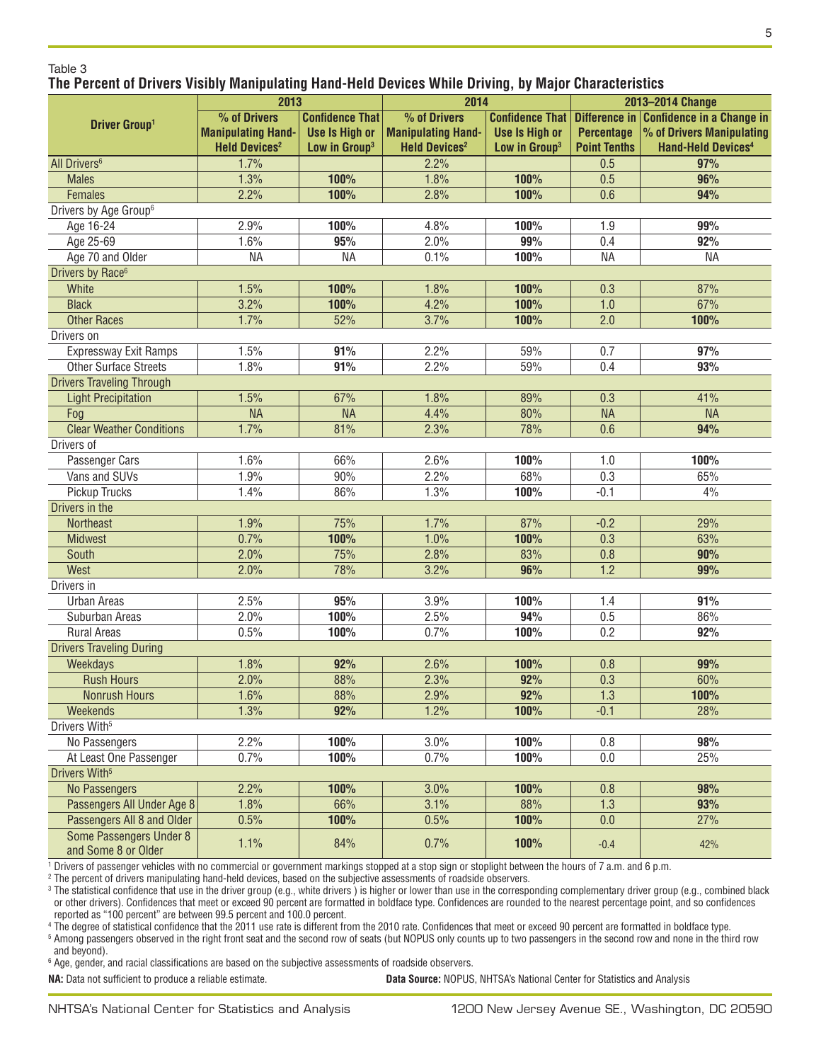Table 3

**The Percent of Drivers Visibly Manipulating Hand-Held Devices While Driving, by Major Characteristics**

| Driver Group[1] | 2013 | | 2014 | | 2013–2014 Change | |
|---|---|---|---|---|---|---|
| | % of Drivers Manipulating Hand-Held Devices[2] | Confidence That Use Is High or Low in Group[3] | % of Drivers Manipulating Hand-Held Devices[2] | Confidence That Use Is High or Low in Group[3] | Difference in Percentage Point Tenths | Confidence in a Change in % of Drivers Manipulating Hand-Held Devices[4] |
| All Drivers[6] | 1.7% | | 2.2% | | 0.5 | **97%** |
| Males | 1.3% | **100%** | 1.8% | **100%** | 0.5 | **96%** |
| Females | 2.2% | **100%** | 2.8% | **100%** | 0.6 | **94%** |
| Drivers by Age Group[6] | | | | | | |
| Age 16-24 | 2.9% | **100%** | 4.8% | **100%** | 1.9 | **99%** |
| Age 25-69 | 1.6% | **95%** | 2.0% | **99%** | 0.4 | **92%** |
| Age 70 and Older | NA | NA | 0.1% | **100%** | NA | NA |
| Drivers by Race[6] | | | | | | |
| White | 1.5% | **100%** | 1.8% | **100%** | 0.3 | 87% |
| Black | 3.2% | **100%** | 4.2% | **100%** | 1.0 | 67% |
| Other Races | 1.7% | 52% | 3.7% | **100%** | 2.0 | **100%** |
| Drivers on | | | | | | |
| Expressway Exit Ramps | 1.5% | **91%** | 2.2% | 59% | 0.7 | **97%** |
| Other Surface Streets | 1.8% | **91%** | 2.2% | 59% | 0.4 | **93%** |
| Drivers Traveling Through | | | | | | |
| Light Precipitation | 1.5% | 67% | 1.8% | 89% | 0.3 | 41% |
| Fog | NA | NA | 4.4% | 80% | NA | NA |
| Clear Weather Conditions | 1.7% | 81% | 2.3% | 78% | 0.6 | **94%** |
| Drivers of | | | | | | |
| Passenger Cars | 1.6% | 66% | 2.6% | **100%** | 1.0 | **100%** |
| Vans and SUVs | 1.9% | 90% | 2.2% | 68% | 0.3 | 65% |
| Pickup Trucks | 1.4% | 86% | 1.3% | **100%** | -0.1 | 4% |
| Drivers in the | | | | | | |
| Northeast | 1.9% | 75% | 1.7% | 87% | -0.2 | 29% |
| Midwest | 0.7% | **100%** | 1.0% | **100%** | 0.3 | 63% |
| South | 2.0% | 75% | 2.8% | 83% | 0.8 | **90%** |
| West | 2.0% | 78% | 3.2% | **96%** | 1.2 | **99%** |
| Drivers in | | | | | | |
| Urban Areas | 2.5% | **95%** | 3.9% | **100%** | 1.4 | **91%** |
| Suburban Areas | 2.0% | **100%** | 2.5% | **94%** | 0.5 | 86% |
| Rural Areas | 0.5% | **100%** | 0.7% | **100%** | 0.2 | **92%** |
| Drivers Traveling During | | | | | | |
| Weekdays | 1.8% | **92%** | 2.6% | **100%** | 0.8 | **99%** |
| Rush Hours | 2.0% | 88% | 2.3% | **92%** | 0.3 | 60% |
| Nonrush Hours | 1.6% | 88% | 2.9% | **92%** | 1.3 | **100%** |
| Weekends | 1.3% | **92%** | 1.2% | **100%** | -0.1 | 28% |
| Drivers With[5] | | | | | | |
| No Passengers | 2.2% | **100%** | 3.0% | **100%** | 0.8 | **98%** |
| At Least One Passenger | 0.7% | **100%** | 0.7% | **100%** | 0.0 | 25% |
| Drivers With[5] | | | | | | |
| No Passengers | 2.2% | **100%** | 3.0% | **100%** | 0.8 | **98%** |
| Passengers All Under Age 8 | 1.8% | 66% | 3.1% | 88% | 1.3 | **93%** |
| Passengers All 8 and Older | 0.5% | **100%** | 0.5% | **100%** | 0.0 | 27% |
| Some Passengers Under 8 and Some 8 or Older | 1.1% | 84% | 0.7% | **100%** | -0.4 | 42% |

[1] Drivers of passenger vehicles with no commercial or government markings stopped at a stop sign or stoplight between the hours of 7 a.m. and 6 p.m.

[2] The percent of drivers manipulating hand-held devices, based on the subjective assessments of roadside observers.

[3] The statistical confidence that use in the driver group (e.g., white drivers ) is higher or lower than use in the corresponding complementary driver group (e.g., combined black or other drivers). Confidences that meet or exceed 90 percent are formatted in boldface type. Confidences are rounded to the nearest percentage point, and so confidences reported as "100 percent" are between 99.5 percent and 100.0 percent.

[4] The degree of statistical confidence that the 2011 use rate is different from the 2010 rate. Confidences that meet or exceed 90 percent are formatted in boldface type.

[5] Among passengers observed in the right front seat and the second row of seats (but NOPUS only counts up to two passengers in the second row and none in the third row and beyond).

[6] Age, gender, and racial classifications are based on the subjective assessments of roadside observers.

**NA:** Data not sufficient to produce a reliable estimate.

**Data Source:** NOPUS, NHTSA's National Center for Statistics and Analysis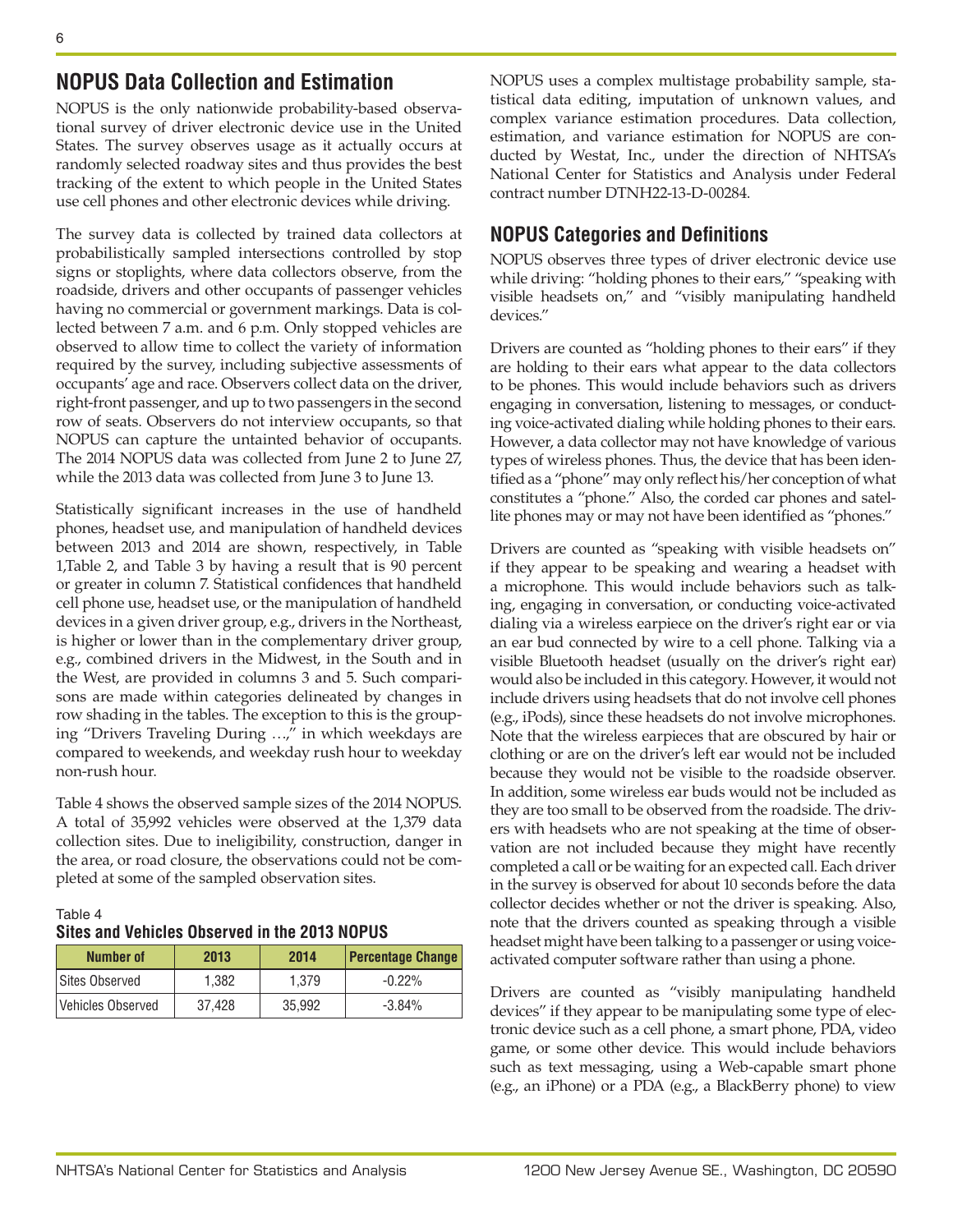## NOPUS Data Collection and Estimation

NOPUS is the only nationwide probability-based observational survey of driver electronic device use in the United States. The survey observes usage as it actually occurs at randomly selected roadway sites and thus provides the best tracking of the extent to which people in the United States use cell phones and other electronic devices while driving.

The survey data is collected by trained data collectors at probabilistically sampled intersections controlled by stop signs or stoplights, where data collectors observe, from the roadside, drivers and other occupants of passenger vehicles having no commercial or government markings. Data is collected between 7 a.m. and 6 p.m. Only stopped vehicles are observed to allow time to collect the variety of information required by the survey, including subjective assessments of occupants' age and race. Observers collect data on the driver, right-front passenger, and up to two passengers in the second row of seats. Observers do not interview occupants, so that NOPUS can capture the untainted behavior of occupants. The 2014 NOPUS data was collected from June 2 to June 27, while the 2013 data was collected from June 3 to June 13.

Statistically significant increases in the use of handheld phones, headset use, and manipulation of handheld devices between 2013 and 2014 are shown, respectively, in Table 1,Table 2, and Table 3 by having a result that is 90 percent or greater in column 7. Statistical confidences that handheld cell phone use, headset use, or the manipulation of handheld devices in a given driver group, e.g., drivers in the Northeast, is higher or lower than in the complementary driver group, e.g., combined drivers in the Midwest, in the South and in the West, are provided in columns 3 and 5. Such comparisons are made within categories delineated by changes in row shading in the tables. The exception to this is the grouping "Drivers Traveling During …," in which weekdays are compared to weekends, and weekday rush hour to weekday non-rush hour.

Table 4 shows the observed sample sizes of the 2014 NOPUS. A total of 35,992 vehicles were observed at the 1,379 data collection sites. Due to ineligibility, construction, danger in the area, or road closure, the observations could not be completed at some of the sampled observation sites.

Table 4
**Sites and Vehicles Observed in the 2013 NOPUS**

| Number of | 2013 | 2014 | Percentage Change |
|---|---|---|---|
| Sites Observed | 1,382 | 1,379 | -0.22% |
| Vehicles Observed | 37,428 | 35,992 | -3.84% |

NOPUS uses a complex multistage probability sample, statistical data editing, imputation of unknown values, and complex variance estimation procedures. Data collection, estimation, and variance estimation for NOPUS are conducted by Westat, Inc., under the direction of NHTSA's National Center for Statistics and Analysis under Federal contract number DTNH22-13-D-00284.

## NOPUS Categories and Definitions

NOPUS observes three types of driver electronic device use while driving: "holding phones to their ears," "speaking with visible headsets on," and "visibly manipulating handheld devices."

Drivers are counted as "holding phones to their ears" if they are holding to their ears what appear to the data collectors to be phones. This would include behaviors such as drivers engaging in conversation, listening to messages, or conducting voice-activated dialing while holding phones to their ears. However, a data collector may not have knowledge of various types of wireless phones. Thus, the device that has been identified as a "phone" may only reflect his/her conception of what constitutes a "phone." Also, the corded car phones and satellite phones may or may not have been identified as "phones."

Drivers are counted as "speaking with visible headsets on" if they appear to be speaking and wearing a headset with a microphone. This would include behaviors such as talking, engaging in conversation, or conducting voice-activated dialing via a wireless earpiece on the driver's right ear or via an ear bud connected by wire to a cell phone. Talking via a visible Bluetooth headset (usually on the driver's right ear) would also be included in this category. However, it would not include drivers using headsets that do not involve cell phones (e.g., iPods), since these headsets do not involve microphones. Note that the wireless earpieces that are obscured by hair or clothing or are on the driver's left ear would not be included because they would not be visible to the roadside observer. In addition, some wireless ear buds would not be included as they are too small to be observed from the roadside. The drivers with headsets who are not speaking at the time of observation are not included because they might have recently completed a call or be waiting for an expected call. Each driver in the survey is observed for about 10 seconds before the data collector decides whether or not the driver is speaking. Also, note that the drivers counted as speaking through a visible headset might have been talking to a passenger or using voice-activated computer software rather than using a phone.

Drivers are counted as "visibly manipulating handheld devices" if they appear to be manipulating some type of electronic device such as a cell phone, a smart phone, PDA, video game, or some other device. This would include behaviors such as text messaging, using a Web-capable smart phone (e.g., an iPhone) or a PDA (e.g., a BlackBerry phone) to view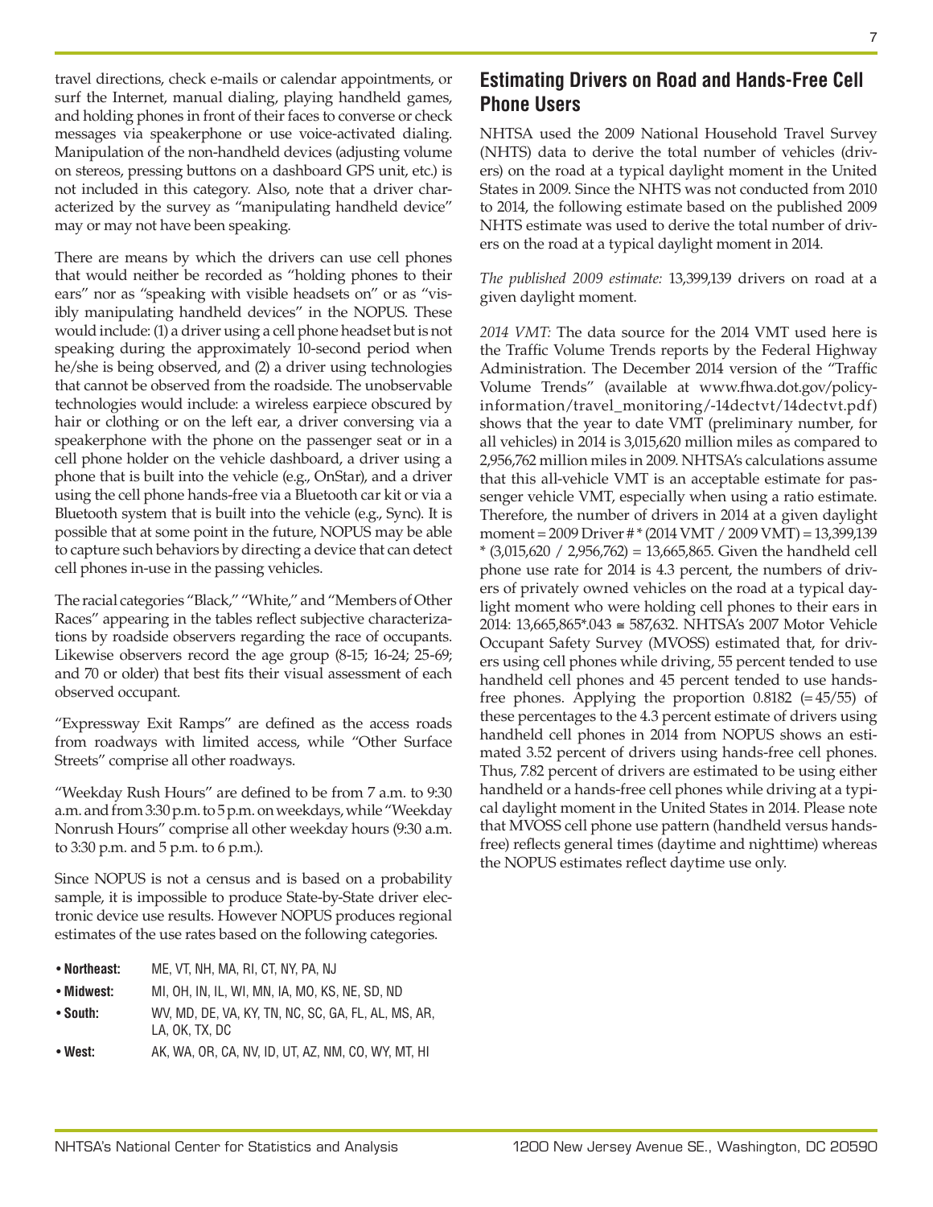travel directions, check e-mails or calendar appointments, or surf the Internet, manual dialing, playing handheld games, and holding phones in front of their faces to converse or check messages via speakerphone or use voice-activated dialing. Manipulation of the non-handheld devices (adjusting volume on stereos, pressing buttons on a dashboard GPS unit, etc.) is not included in this category. Also, note that a driver characterized by the survey as "manipulating handheld device" may or may not have been speaking.

There are means by which the drivers can use cell phones that would neither be recorded as "holding phones to their ears" nor as "speaking with visible headsets on" or as "visibly manipulating handheld devices" in the NOPUS. These would include: (1) a driver using a cell phone headset but is not speaking during the approximately 10-second period when he/she is being observed, and (2) a driver using technologies that cannot be observed from the roadside. The unobservable technologies would include: a wireless earpiece obscured by hair or clothing or on the left ear, a driver conversing via a speakerphone with the phone on the passenger seat or in a cell phone holder on the vehicle dashboard, a driver using a phone that is built into the vehicle (e.g., OnStar), and a driver using the cell phone hands-free via a Bluetooth car kit or via a Bluetooth system that is built into the vehicle (e.g., Sync). It is possible that at some point in the future, NOPUS may be able to capture such behaviors by directing a device that can detect cell phones in-use in the passing vehicles.

The racial categories "Black," "White," and "Members of Other Races" appearing in the tables reflect subjective characterizations by roadside observers regarding the race of occupants. Likewise observers record the age group (8-15; 16-24; 25-69; and 70 or older) that best fits their visual assessment of each observed occupant.

"Expressway Exit Ramps" are defined as the access roads from roadways with limited access, while "Other Surface Streets" comprise all other roadways.

"Weekday Rush Hours" are defined to be from 7 a.m. to 9:30 a.m. and from 3:30 p.m. to 5 p.m. on weekdays, while "Weekday Nonrush Hours" comprise all other weekday hours (9:30 a.m. to 3:30 p.m. and 5 p.m. to 6 p.m.).

Since NOPUS is not a census and is based on a probability sample, it is impossible to produce State-by-State driver electronic device use results. However NOPUS produces regional estimates of the use rates based on the following categories.

- **Northeast:** ME, VT, NH, MA, RI, CT, NY, PA, NJ
- **Midwest:** MI, OH, IN, IL, WI, MN, IA, MO, KS, NE, SD, ND
- **South:** WV, MD, DE, VA, KY, TN, NC, SC, GA, FL, AL, MS, AR, LA, OK, TX, DC
- **West:** AK, WA, OR, CA, NV, ID, UT, AZ, NM, CO, WY, MT, HI

## Estimating Drivers on Road and Hands-Free Cell Phone Users

NHTSA used the 2009 National Household Travel Survey (NHTS) data to derive the total number of vehicles (drivers) on the road at a typical daylight moment in the United States in 2009. Since the NHTS was not conducted from 2010 to 2014, the following estimate based on the published 2009 NHTS estimate was used to derive the total number of drivers on the road at a typical daylight moment in 2014.

*The published 2009 estimate:* 13,399,139 drivers on road at a given daylight moment.

*2014 VMT:* The data source for the 2014 VMT used here is the Traffic Volume Trends reports by the Federal Highway Administration. The December 2014 version of the "Traffic Volume Trends" (available at www.fhwa.dot.gov/policyinformation/travel_monitoring/-14dectvt/14dectvt.pdf) shows that the year to date VMT (preliminary number, for all vehicles) in 2014 is 3,015,620 million miles as compared to 2,956,762 million miles in 2009. NHTSA's calculations assume that this all-vehicle VMT is an acceptable estimate for passenger vehicle VMT, especially when using a ratio estimate. Therefore, the number of drivers in 2014 at a given daylight moment = 2009 Driver # * (2014 VMT / 2009 VMT) = 13,399,139 * (3,015,620 / 2,956,762) = 13,665,865. Given the handheld cell phone use rate for 2014 is 4.3 percent, the numbers of drivers of privately owned vehicles on the road at a typical daylight moment who were holding cell phones to their ears in 2014: 13,665,865*.043 ≅ 587,632. NHTSA's 2007 Motor Vehicle Occupant Safety Survey (MVOSS) estimated that, for drivers using cell phones while driving, 55 percent tended to use handheld cell phones and 45 percent tended to use hands-free phones. Applying the proportion 0.8182 (=45/55) of these percentages to the 4.3 percent estimate of drivers using handheld cell phones in 2014 from NOPUS shows an estimated 3.52 percent of drivers using hands-free cell phones. Thus, 7.82 percent of drivers are estimated to be using either handheld or a hands-free cell phones while driving at a typical daylight moment in the United States in 2014. Please note that MVOSS cell phone use pattern (handheld versus hands-free) reflects general times (daytime and nighttime) whereas the NOPUS estimates reflect daytime use only.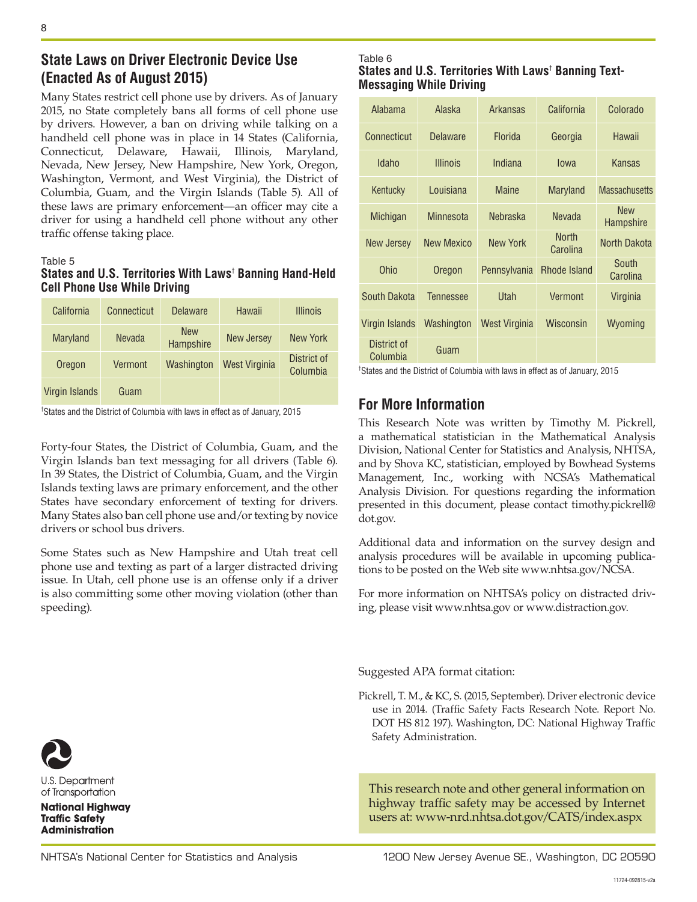## State Laws on Driver Electronic Device Use (Enacted As of August 2015)

Many States restrict cell phone use by drivers. As of January 2015, no State completely bans all forms of cell phone use by drivers. However, a ban on driving while talking on a handheld cell phone was in place in 14 States (California, Connecticut, Delaware, Hawaii, Illinois, Maryland, Nevada, New Jersey, New Hampshire, New York, Oregon, Washington, Vermont, and West Virginia), the District of Columbia, Guam, and the Virgin Islands (Table 5). All of these laws are primary enforcement—an officer may cite a driver for using a handheld cell phone without any other traffic offense taking place.

Table 5
**States and U.S. Territories With Laws† Banning Hand-Held Cell Phone Use While Driving**

| | | | | |
|---|---|---|---|---|
| California | Connecticut | Delaware | Hawaii | Illinois |
| Maryland | Nevada | New Hampshire | New Jersey | New York |
| Oregon | Vermont | Washington | West Virginia | District of Columbia |
| Virgin Islands | Guam | | | |

†States and the District of Columbia with laws in effect as of January, 2015

Forty-four States, the District of Columbia, Guam, and the Virgin Islands ban text messaging for all drivers (Table 6). In 39 States, the District of Columbia, Guam, and the Virgin Islands texting laws are primary enforcement, and the other States have secondary enforcement of texting for drivers. Many States also ban cell phone use and/or texting by novice drivers or school bus drivers.

Some States such as New Hampshire and Utah treat cell phone use and texting as part of a larger distracted driving issue. In Utah, cell phone use is an offense only if a driver is also committing some other moving violation (other than speeding).

Table 6
**States and U.S. Territories With Laws† Banning Text-Messaging While Driving**

| | | | | |
|---|---|---|---|---|
| Alabama | Alaska | Arkansas | California | Colorado |
| Connecticut | Delaware | Florida | Georgia | Hawaii |
| Idaho | Illinois | Indiana | Iowa | Kansas |
| Kentucky | Louisiana | Maine | Maryland | Massachusetts |
| Michigan | Minnesota | Nebraska | Nevada | New Hampshire |
| New Jersey | New Mexico | New York | North Carolina | North Dakota |
| Ohio | Oregon | Pennsylvania | Rhode Island | South Carolina |
| South Dakota | Tennessee | Utah | Vermont | Virginia |
| Virgin Islands | Washington | West Virginia | Wisconsin | Wyoming |
| District of Columbia | Guam | | | |

†States and the District of Columbia with laws in effect as of January, 2015

## For More Information

This Research Note was written by Timothy M. Pickrell, a mathematical statistician in the Mathematical Analysis Division, National Center for Statistics and Analysis, NHTSA, and by Shova KC, statistician, employed by Bowhead Systems Management, Inc., working with NCSA's Mathematical Analysis Division. For questions regarding the information presented in this document, please contact timothy.pickrell@dot.gov.

Additional data and information on the survey design and analysis procedures will be available in upcoming publications to be posted on the Web site www.nhtsa.gov/NCSA.

For more information on NHTSA's policy on distracted driving, please visit www.nhtsa.gov or www.distraction.gov.

Suggested APA format citation:

Pickrell, T. M., & KC, S. (2015, September). Driver electronic device use in 2014. (Traffic Safety Facts Research Note. Report No. DOT HS 812 197). Washington, DC: National Highway Traffic Safety Administration.

This research note and other general information on highway traffic safety may be accessed by Internet users at: www-nrd.nhtsa.dot.gov/CATS/index.aspx

U.S. Department of Transportation

**National Highway Traffic Safety Administration**

NHTSA's National Center for Statistics and Analysis    1200 New Jersey Avenue SE., Washington, DC 20590

11724-092815-v2a